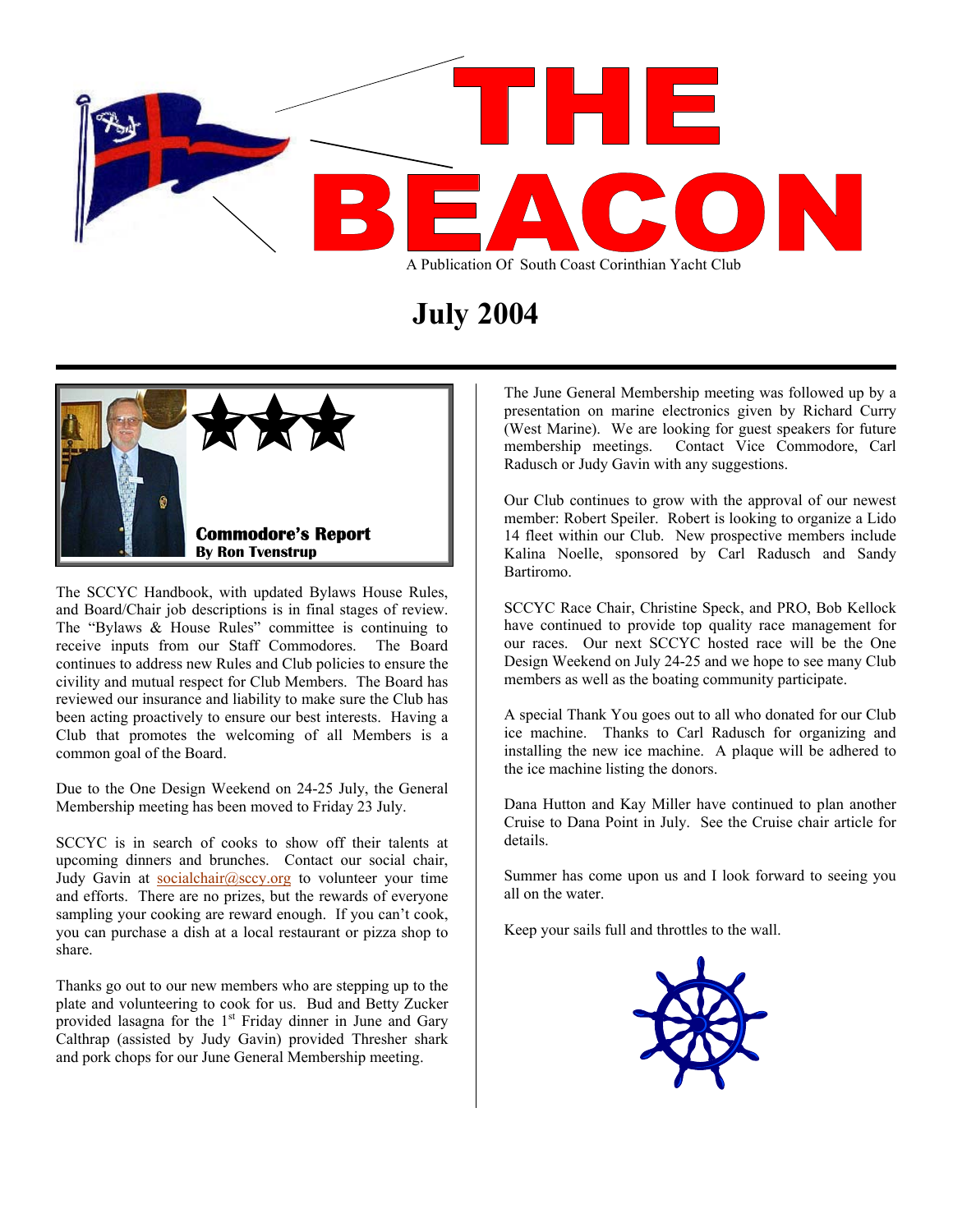# THE BEACON

A Publication Of South Coast Corinthian Yacht Club

## July 2004

### Commodore's Report
**By Ron Tvenstrup**

The SCCYC Handbook, with updated Bylaws House Rules, and Board/Chair job descriptions is in final stages of review. The "Bylaws & House Rules" committee is continuing to receive inputs from our Staff Commodores. The Board continues to address new Rules and Club policies to ensure the civility and mutual respect for Club Members. The Board has reviewed our insurance and liability to make sure the Club has been acting proactively to ensure our best interests. Having a Club that promotes the welcoming of all Members is a common goal of the Board.

Due to the One Design Weekend on 24-25 July, the General Membership meeting has been moved to Friday 23 July.

SCCYC is in search of cooks to show off their talents at upcoming dinners and brunches. Contact our social chair, Judy Gavin at socialchair@sccy.org to volunteer your time and efforts. There are no prizes, but the rewards of everyone sampling your cooking are reward enough. If you can't cook, you can purchase a dish at a local restaurant or pizza shop to share.

Thanks go out to our new members who are stepping up to the plate and volunteering to cook for us. Bud and Betty Zucker provided lasagna for the 1st Friday dinner in June and Gary Calthrap (assisted by Judy Gavin) provided Thresher shark and pork chops for our June General Membership meeting.

The June General Membership meeting was followed up by a presentation on marine electronics given by Richard Curry (West Marine). We are looking for guest speakers for future membership meetings. Contact Vice Commodore, Carl Radusch or Judy Gavin with any suggestions.

Our Club continues to grow with the approval of our newest member: Robert Speiler. Robert is looking to organize a Lido 14 fleet within our Club. New prospective members include Kalina Noelle, sponsored by Carl Radusch and Sandy Bartiromo.

SCCYC Race Chair, Christine Speck, and PRO, Bob Kellock have continued to provide top quality race management for our races. Our next SCCYC hosted race will be the One Design Weekend on July 24-25 and we hope to see many Club members as well as the boating community participate.

A special Thank You goes out to all who donated for our Club ice machine. Thanks to Carl Radusch for organizing and installing the new ice machine. A plaque will be adhered to the ice machine listing the donors.

Dana Hutton and Kay Miller have continued to plan another Cruise to Dana Point in July. See the Cruise chair article for details.

Summer has come upon us and I look forward to seeing you all on the water.

Keep your sails full and throttles to the wall.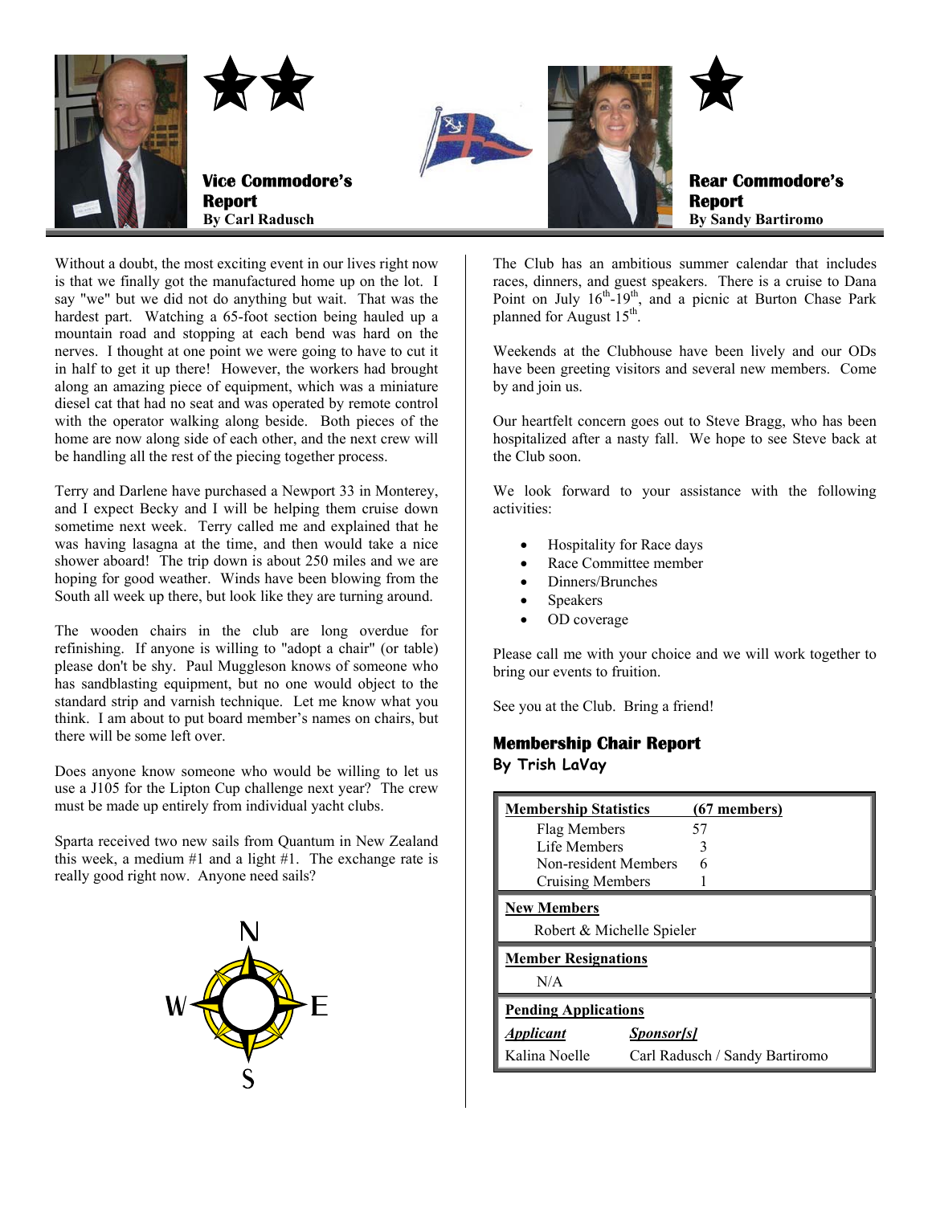## Vice Commodore's Report

**By Carl Radusch**

Without a doubt, the most exciting event in our lives right now is that we finally got the manufactured home up on the lot. I say "we" but we did not do anything but wait. That was the hardest part. Watching a 65-foot section being hauled up a mountain road and stopping at each bend was hard on the nerves. I thought at one point we were going to have to cut it in half to get it up there! However, the workers had brought along an amazing piece of equipment, which was a miniature diesel cat that had no seat and was operated by remote control with the operator walking along beside. Both pieces of the home are now along side of each other, and the next crew will be handling all the rest of the piecing together process.

Terry and Darlene have purchased a Newport 33 in Monterey, and I expect Becky and I will be helping them cruise down sometime next week. Terry called me and explained that he was having lasagna at the time, and then would take a nice shower aboard! The trip down is about 250 miles and we are hoping for good weather. Winds have been blowing from the South all week up there, but look like they are turning around.

The wooden chairs in the club are long overdue for refinishing. If anyone is willing to "adopt a chair" (or table) please don't be shy. Paul Muggleson knows of someone who has sandblasting equipment, but no one would object to the standard strip and varnish technique. Let me know what you think. I am about to put board member's names on chairs, but there will be some left over.

Does anyone know someone who would be willing to let us use a J105 for the Lipton Cup challenge next year? The crew must be made up entirely from individual yacht clubs.

Sparta received two new sails from Quantum in New Zealand this week, a medium #1 and a light #1. The exchange rate is really good right now. Anyone need sails?

## Rear Commodore's Report

**By Sandy Bartiromo**

The Club has an ambitious summer calendar that includes races, dinners, and guest speakers. There is a cruise to Dana Point on July 16th-19th, and a picnic at Burton Chase Park planned for August 15th.

Weekends at the Clubhouse have been lively and our ODs have been greeting visitors and several new members. Come by and join us.

Our heartfelt concern goes out to Steve Bragg, who has been hospitalized after a nasty fall. We hope to see Steve back at the Club soon.

We look forward to your assistance with the following activities:

- Hospitality for Race days
- Race Committee member
- Dinners/Brunches
- Speakers
- OD coverage

Please call me with your choice and we will work together to bring our events to fruition.

See you at the Club. Bring a friend!

## Membership Chair Report

**By Trish LaVay**

| **Membership Statistics** | **(67 members)** |
|---|---|
| Flag Members | 57 |
| Life Members | 3 |
| Non-resident Members | 6 |
| Cruising Members | 1 |

**New Members**

Robert & Michelle Spieler

**Member Resignations**

N/A

**Pending Applications**

| ***Applicant*** | ***Sponsor[s]*** |
|---|---|
| Kalina Noelle | Carl Radusch / Sandy Bartiromo |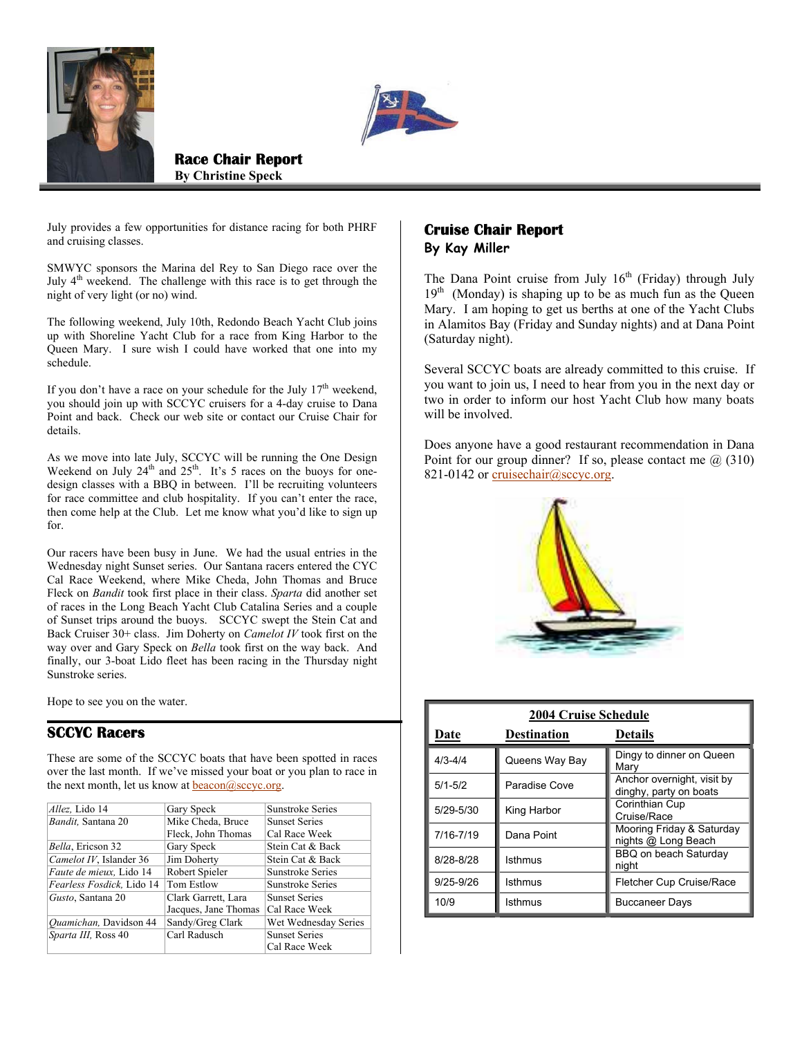## Race Chair Report

**By Christine Speck**

July provides a few opportunities for distance racing for both PHRF and cruising classes.

SMWYC sponsors the Marina del Rey to San Diego race over the July 4th weekend. The challenge with this race is to get through the night of very light (or no) wind.

The following weekend, July 10th, Redondo Beach Yacht Club joins up with Shoreline Yacht Club for a race from King Harbor to the Queen Mary. I sure wish I could have worked that one into my schedule.

If you don't have a race on your schedule for the July 17th weekend, you should join up with SCCYC cruisers for a 4-day cruise to Dana Point and back. Check our web site or contact our Cruise Chair for details.

As we move into late July, SCCYC will be running the One Design Weekend on July 24th and 25th. It's 5 races on the buoys for one-design classes with a BBQ in between. I'll be recruiting volunteers for race committee and club hospitality. If you can't enter the race, then come help at the Club. Let me know what you'd like to sign up for.

Our racers have been busy in June. We had the usual entries in the Wednesday night Sunset series. Our Santana racers entered the CYC Cal Race Weekend, where Mike Cheda, John Thomas and Bruce Fleck on *Bandit* took first place in their class. *Sparta* did another set of races in the Long Beach Yacht Club Catalina Series and a couple of Sunset trips around the buoys. SCCYC swept the Stein Cat and Back Cruiser 30+ class. Jim Doherty on *Camelot IV* took first on the way over and Gary Speck on *Bella* took first on the way back. And finally, our 3-boat Lido fleet has been racing in the Thursday night Sunstroke series.

Hope to see you on the water.

## SCCYC Racers

These are some of the SCCYC boats that have been spotted in races over the last month. If we've missed your boat or you plan to race in the next month, let us know at beacon@sccyc.org.

| | | |
|---|---|---|
| *Allez*, Lido 14 | Gary Speck | Sunstroke Series |
| *Bandit*, Santana 20 | Mike Cheda, Bruce Fleck, John Thomas | Sunset Series<br>Cal Race Week |
| *Bella*, Ericson 32 | Gary Speck | Stein Cat & Back |
| *Camelot IV*, Islander 36 | Jim Doherty | Stein Cat & Back |
| *Faute de mieux*, Lido 14 | Robert Spieler | Sunstroke Series |
| *Fearless Fosdick*, Lido 14 | Tom Estlow | Sunstroke Series |
| *Gusto*, Santana 20 | Clark Garrett, Lara Jacques, Jane Thomas | Sunset Series<br>Cal Race Week |
| *Quamichan*, Davidson 44 | Sandy/Greg Clark | Wet Wednesday Series |
| *Sparta III*, Ross 40 | Carl Radusch | Sunset Series<br>Cal Race Week |

## Cruise Chair Report

**By Kay Miller**

The Dana Point cruise from July 16th (Friday) through July 19th (Monday) is shaping up to be as much fun as the Queen Mary. I am hoping to get us berths at one of the Yacht Clubs in Alamitos Bay (Friday and Sunday nights) and at Dana Point (Saturday night).

Several SCCYC boats are already committed to this cruise. If you want to join us, I need to hear from you in the next day or two in order to inform our host Yacht Club how many boats will be involved.

Does anyone have a good restaurant recommendation in Dana Point for our group dinner? If so, please contact me @ (310) 821-0142 or cruisechair@sccyc.org.

**2004 Cruise Schedule**

| Date | Destination | Details |
|---|---|---|
| 4/3-4/4 | Queens Way Bay | Dingy to dinner on Queen Mary |
| 5/1-5/2 | Paradise Cove | Anchor overnight, visit by dinghy, party on boats |
| 5/29-5/30 | King Harbor | Corinthian Cup Cruise/Race |
| 7/16-7/19 | Dana Point | Mooring Friday & Saturday nights @ Long Beach |
| 8/28-8/28 | Isthmus | BBQ on beach Saturday night |
| 9/25-9/26 | Isthmus | Fletcher Cup Cruise/Race |
| 10/9 | Isthmus | Buccaneer Days |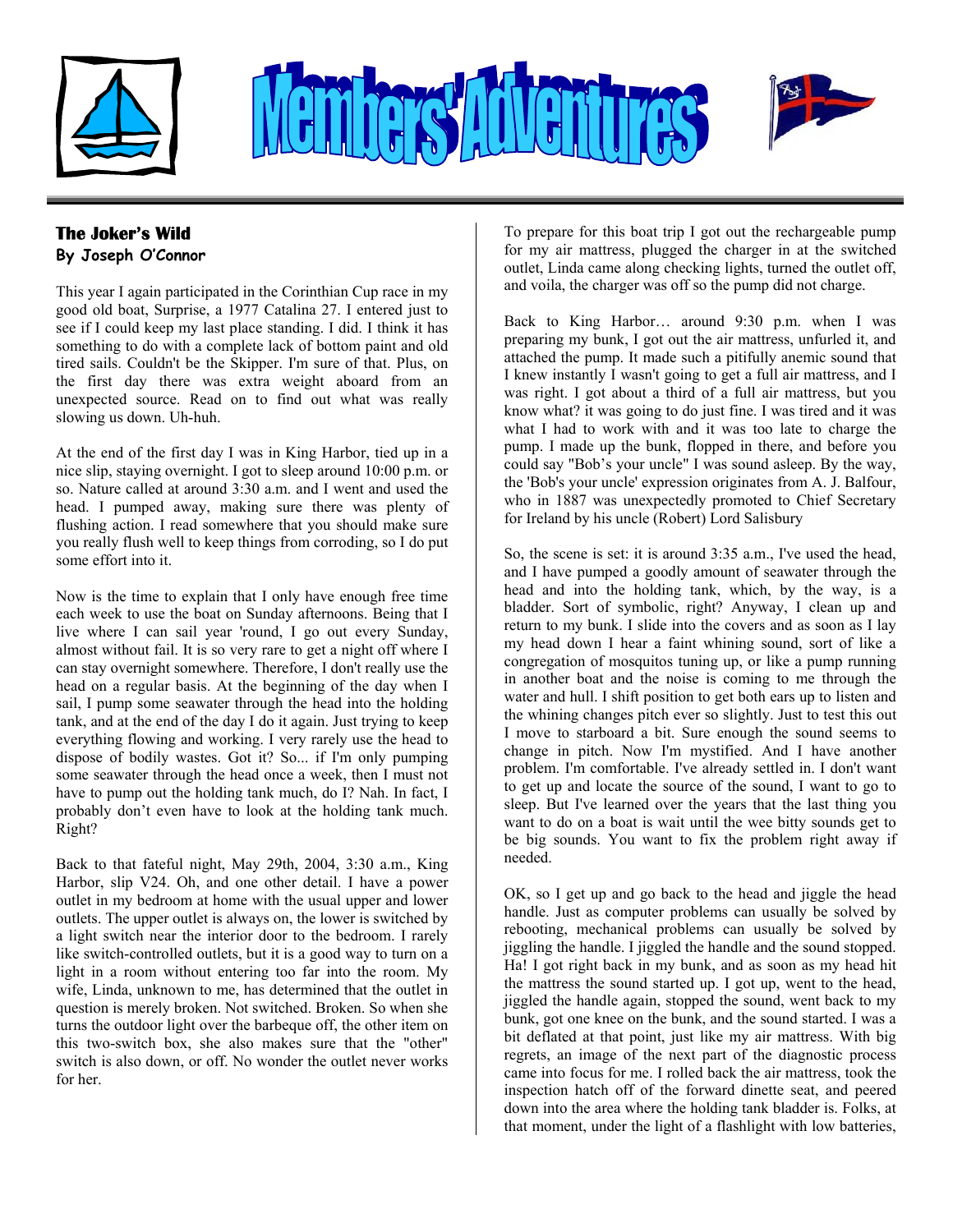# Members' Adventures

### The Joker's Wild
**By Joseph O'Connor**

This year I again participated in the Corinthian Cup race in my good old boat, Surprise, a 1977 Catalina 27. I entered just to see if I could keep my last place standing. I did. I think it has something to do with a complete lack of bottom paint and old tired sails. Couldn't be the Skipper. I'm sure of that. Plus, on the first day there was extra weight aboard from an unexpected source. Read on to find out what was really slowing us down. Uh-huh.

At the end of the first day I was in King Harbor, tied up in a nice slip, staying overnight. I got to sleep around 10:00 p.m. or so. Nature called at around 3:30 a.m. and I went and used the head. I pumped away, making sure there was plenty of flushing action. I read somewhere that you should make sure you really flush well to keep things from corroding, so I do put some effort into it.

Now is the time to explain that I only have enough free time each week to use the boat on Sunday afternoons. Being that I live where I can sail year 'round, I go out every Sunday, almost without fail. It is so very rare to get a night off where I can stay overnight somewhere. Therefore, I don't really use the head on a regular basis. At the beginning of the day when I sail, I pump some seawater through the head into the holding tank, and at the end of the day I do it again. Just trying to keep everything flowing and working. I very rarely use the head to dispose of bodily wastes. Got it? So... if I'm only pumping some seawater through the head once a week, then I must not have to pump out the holding tank much, do I? Nah. In fact, I probably don't even have to look at the holding tank much. Right?

Back to that fateful night, May 29th, 2004, 3:30 a.m., King Harbor, slip V24. Oh, and one other detail. I have a power outlet in my bedroom at home with the usual upper and lower outlets. The upper outlet is always on, the lower is switched by a light switch near the interior door to the bedroom. I rarely like switch-controlled outlets, but it is a good way to turn on a light in a room without entering too far into the room. My wife, Linda, unknown to me, has determined that the outlet in question is merely broken. Not switched. Broken. So when she turns the outdoor light over the barbeque off, the other item on this two-switch box, she also makes sure that the "other" switch is also down, or off. No wonder the outlet never works for her.

To prepare for this boat trip I got out the rechargeable pump for my air mattress, plugged the charger in at the switched outlet, Linda came along checking lights, turned the outlet off, and voila, the charger was off so the pump did not charge.

Back to King Harbor… around 9:30 p.m. when I was preparing my bunk, I got out the air mattress, unfurled it, and attached the pump. It made such a pitifully anemic sound that I knew instantly I wasn't going to get a full air mattress, and I was right. I got about a third of a full air mattress, but you know what? it was going to do just fine. I was tired and it was what I had to work with and it was too late to charge the pump. I made up the bunk, flopped in there, and before you could say "Bob's your uncle" I was sound asleep. By the way, the 'Bob's your uncle' expression originates from A. J. Balfour, who in 1887 was unexpectedly promoted to Chief Secretary for Ireland by his uncle (Robert) Lord Salisbury

So, the scene is set: it is around 3:35 a.m., I've used the head, and I have pumped a goodly amount of seawater through the head and into the holding tank, which, by the way, is a bladder. Sort of symbolic, right? Anyway, I clean up and return to my bunk. I slide into the covers and as soon as I lay my head down I hear a faint whining sound, sort of like a congregation of mosquitos tuning up, or like a pump running in another boat and the noise is coming to me through the water and hull. I shift position to get both ears up to listen and the whining changes pitch ever so slightly. Just to test this out I move to starboard a bit. Sure enough the sound seems to change in pitch. Now I'm mystified. And I have another problem. I'm comfortable. I've already settled in. I don't want to get up and locate the source of the sound, I want to go to sleep. But I've learned over the years that the last thing you want to do on a boat is wait until the wee bitty sounds get to be big sounds. You want to fix the problem right away if needed.

OK, so I get up and go back to the head and jiggle the head handle. Just as computer problems can usually be solved by rebooting, mechanical problems can usually be solved by jiggling the handle. I jiggled the handle and the sound stopped. Ha! I got right back in my bunk, and as soon as my head hit the mattress the sound started up. I got up, went to the head, jiggled the handle again, stopped the sound, went back to my bunk, got one knee on the bunk, and the sound started. I was a bit deflated at that point, just like my air mattress. With big regrets, an image of the next part of the diagnostic process came into focus for me. I rolled back the air mattress, took the inspection hatch off of the forward dinette seat, and peered down into the area where the holding tank bladder is. Folks, at that moment, under the light of a flashlight with low batteries,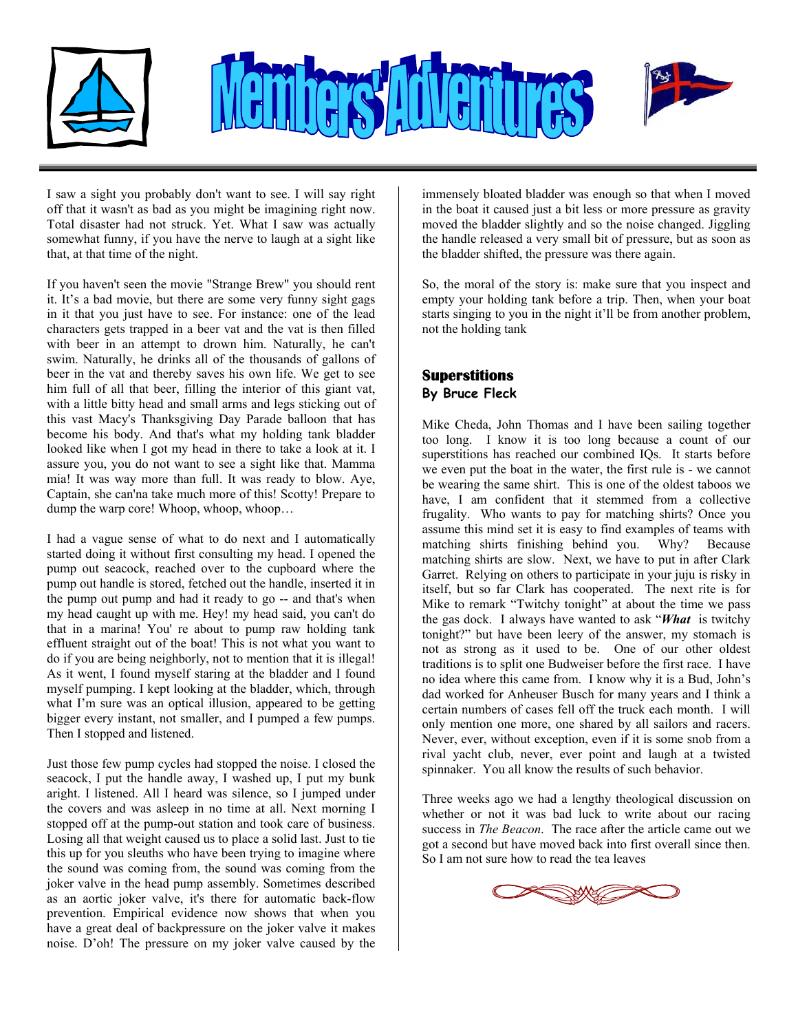# Members' Adventures

I saw a sight you probably don't want to see. I will say right off that it wasn't as bad as you might be imagining right now. Total disaster had not struck. Yet. What I saw was actually somewhat funny, if you have the nerve to laugh at a sight like that, at that time of the night.

If you haven't seen the movie "Strange Brew" you should rent it. It's a bad movie, but there are some very funny sight gags in it that you just have to see. For instance: one of the lead characters gets trapped in a beer vat and the vat is then filled with beer in an attempt to drown him. Naturally, he can't swim. Naturally, he drinks all of the thousands of gallons of beer in the vat and thereby saves his own life. We get to see him full of all that beer, filling the interior of this giant vat, with a little bitty head and small arms and legs sticking out of this vast Macy's Thanksgiving Day Parade balloon that has become his body. And that's what my holding tank bladder looked like when I got my head in there to take a look at it. I assure you, you do not want to see a sight like that. Mamma mia! It was way more than full. It was ready to blow. Aye, Captain, she can'na take much more of this! Scotty! Prepare to dump the warp core! Whoop, whoop, whoop…

I had a vague sense of what to do next and I automatically started doing it without first consulting my head. I opened the pump out seacock, reached over to the cupboard where the pump out handle is stored, fetched out the handle, inserted it in the pump out pump and had it ready to go -- and that's when my head caught up with me. Hey! my head said, you can't do that in a marina! You' re about to pump raw holding tank effluent straight out of the boat! This is not what you want to do if you are being neighborly, not to mention that it is illegal! As it went, I found myself staring at the bladder and I found myself pumping. I kept looking at the bladder, which, through what I'm sure was an optical illusion, appeared to be getting bigger every instant, not smaller, and I pumped a few pumps. Then I stopped and listened.

Just those few pump cycles had stopped the noise. I closed the seacock, I put the handle away, I washed up, I put my bunk aright. I listened. All I heard was silence, so I jumped under the covers and was asleep in no time at all. Next morning I stopped off at the pump-out station and took care of business. Losing all that weight caused us to place a solid last. Just to tie this up for you sleuths who have been trying to imagine where the sound was coming from, the sound was coming from the joker valve in the head pump assembly. Sometimes described as an aortic joker valve, it's there for automatic back-flow prevention. Empirical evidence now shows that when you have a great deal of backpressure on the joker valve it makes noise. D'oh! The pressure on my joker valve caused by the immensely bloated bladder was enough so that when I moved in the boat it caused just a bit less or more pressure as gravity moved the bladder slightly and so the noise changed. Jiggling the handle released a very small bit of pressure, but as soon as the bladder shifted, the pressure was there again.

So, the moral of the story is: make sure that you inspect and empty your holding tank before a trip. Then, when your boat starts singing to you in the night it'll be from another problem, not the holding tank

## Superstitions

**By Bruce Fleck**

Mike Cheda, John Thomas and I have been sailing together too long. I know it is too long because a count of our superstitions has reached our combined IQs. It starts before we even put the boat in the water, the first rule is - we cannot be wearing the same shirt. This is one of the oldest taboos we have, I am confident that it stemmed from a collective frugality. Who wants to pay for matching shirts? Once you assume this mind set it is easy to find examples of teams with matching shirts finishing behind you. Why? Because matching shirts are slow. Next, we have to put in after Clark Garret. Relying on others to participate in your juju is risky in itself, but so far Clark has cooperated. The next rite is for Mike to remark "Twitchy tonight" at about the time we pass the gas dock. I always have wanted to ask "***What*** is twitchy tonight?" but have been leery of the answer, my stomach is not as strong as it used to be. One of our other oldest traditions is to split one Budweiser before the first race. I have no idea where this came from. I know why it is a Bud, John's dad worked for Anheuser Busch for many years and I think a certain numbers of cases fell off the truck each month. I will only mention one more, one shared by all sailors and racers. Never, ever, without exception, even if it is some snob from a rival yacht club, never, ever point and laugh at a twisted spinnaker. You all know the results of such behavior.

Three weeks ago we had a lengthy theological discussion on whether or not it was bad luck to write about our racing success in *The Beacon*. The race after the article came out we got a second but have moved back into first overall since then. So I am not sure how to read the tea leaves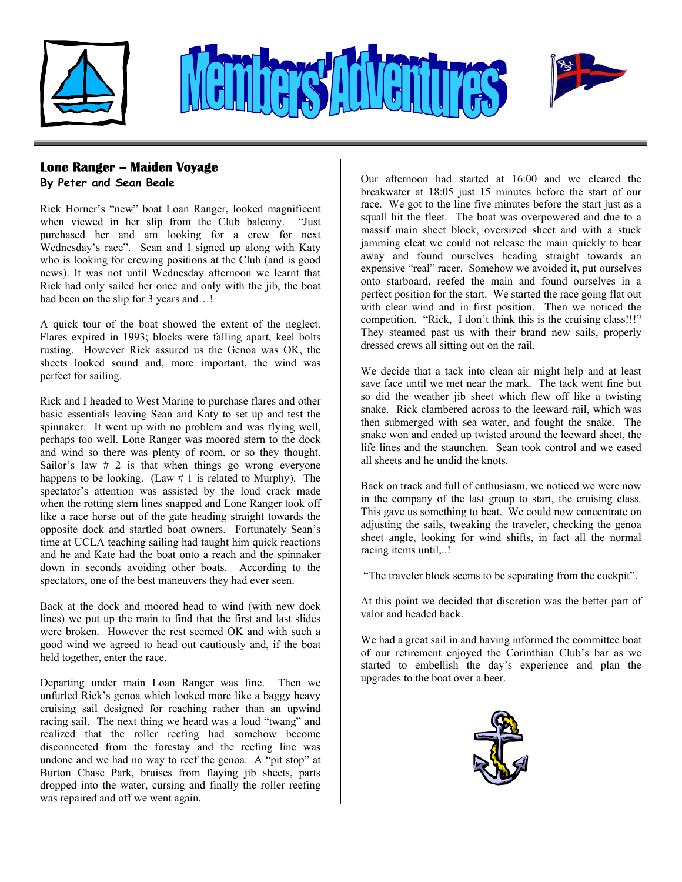# Members' Adventures

## Lone Ranger – Maiden Voyage

**By Peter and Sean Beale**

Rick Horner's "new" boat Loan Ranger, looked magnificent when viewed in her slip from the Club balcony. "Just purchased her and am looking for a crew for next Wednesday's race". Sean and I signed up along with Katy who is looking for crewing positions at the Club (and is good news). It was not until Wednesday afternoon we learnt that Rick had only sailed her once and only with the jib, the boat had been on the slip for 3 years and…!

A quick tour of the boat showed the extent of the neglect. Flares expired in 1993; blocks were falling apart, keel bolts rusting. However Rick assured us the Genoa was OK, the sheets looked sound and, more important, the wind was perfect for sailing.

Rick and I headed to West Marine to purchase flares and other basic essentials leaving Sean and Katy to set up and test the spinnaker. It went up with no problem and was flying well, perhaps too well. Lone Ranger was moored stern to the dock and wind so there was plenty of room, or so they thought. Sailor's law # 2 is that when things go wrong everyone happens to be looking. (Law # 1 is related to Murphy). The spectator's attention was assisted by the loud crack made when the rotting stern lines snapped and Lone Ranger took off like a race horse out of the gate heading straight towards the opposite dock and startled boat owners. Fortunately Sean's time at UCLA teaching sailing had taught him quick reactions and he and Kate had the boat onto a reach and the spinnaker down in seconds avoiding other boats. According to the spectators, one of the best maneuvers they had ever seen.

Back at the dock and moored head to wind (with new dock lines) we put up the main to find that the first and last slides were broken. However the rest seemed OK and with such a good wind we agreed to head out cautiously and, if the boat held together, enter the race.

Departing under main Loan Ranger was fine. Then we unfurled Rick's genoa which looked more like a baggy heavy cruising sail designed for reaching rather than an upwind racing sail. The next thing we heard was a loud "twang" and realized that the roller reefing had somehow become disconnected from the forestay and the reefing line was undone and we had no way to reef the genoa. A "pit stop" at Burton Chase Park, bruises from flaying jib sheets, parts dropped into the water, cursing and finally the roller reefing was repaired and off we went again.

Our afternoon had started at 16:00 and we cleared the breakwater at 18:05 just 15 minutes before the start of our race. We got to the line five minutes before the start just as a squall hit the fleet. The boat was overpowered and due to a massif main sheet block, oversized sheet and with a stuck jamming cleat we could not release the main quickly to bear away and found ourselves heading straight towards an expensive "real" racer. Somehow we avoided it, put ourselves onto starboard, reefed the main and found ourselves in a perfect position for the start. We started the race going flat out with clear wind and in first position. Then we noticed the competition. "Rick, I don't think this is the cruising class!!!" They steamed past us with their brand new sails, properly dressed crews all sitting out on the rail.

We decide that a tack into clean air might help and at least save face until we met near the mark. The tack went fine but so did the weather jib sheet which flew off like a twisting snake. Rick clambered across to the leeward rail, which was then submerged with sea water, and fought the snake. The snake won and ended up twisted around the leeward sheet, the life lines and the staunchen. Sean took control and we eased all sheets and he undid the knots.

Back on track and full of enthusiasm, we noticed we were now in the company of the last group to start, the cruising class. This gave us something to beat. We could now concentrate on adjusting the sails, tweaking the traveler, checking the genoa sheet angle, looking for wind shifts, in fact all the normal racing items until,..!

"The traveler block seems to be separating from the cockpit".

At this point we decided that discretion was the better part of valor and headed back.

We had a great sail in and having informed the committee boat of our retirement enjoyed the Corinthian Club's bar as we started to embellish the day's experience and plan the upgrades to the boat over a beer.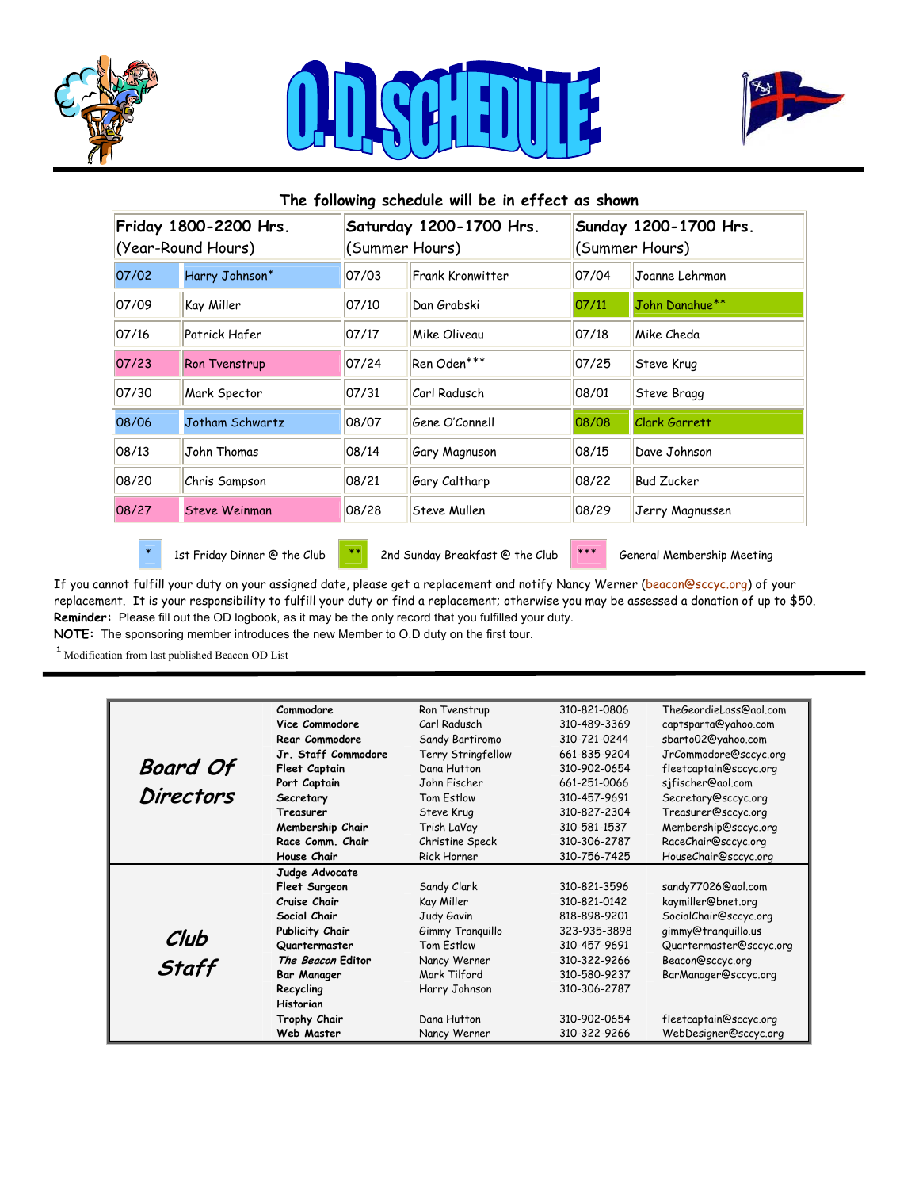# O.D. SCHEDULE

**The following schedule will be in effect as shown**

| Friday 1800-2200 Hrs. (Year-Round Hours) | | Saturday 1200-1700 Hrs. (Summer Hours) | | Sunday 1200-1700 Hrs. (Summer Hours) | |
|---|---|---|---|---|---|
| 07/02 | Harry Johnson* | 07/03 | Frank Kronwitter | 07/04 | Joanne Lehrman |
| 07/09 | Kay Miller | 07/10 | Dan Grabski | 07/11 | John Danahue** |
| 07/16 | Patrick Hafer | 07/17 | Mike Oliveau | 07/18 | Mike Cheda |
| 07/23 | Ron Tvenstrup | 07/24 | Ren Oden*** | 07/25 | Steve Krug |
| 07/30 | Mark Spector | 07/31 | Carl Radusch | 08/01 | Steve Bragg |
| 08/06 | Jotham Schwartz | 08/07 | Gene O'Connell | 08/08 | Clark Garrett |
| 08/13 | John Thomas | 08/14 | Gary Magnuson | 08/15 | Dave Johnson |
| 08/20 | Chris Sampson | 08/21 | Gary Caltharp | 08/22 | Bud Zucker |
| 08/27 | Steve Weinman | 08/28 | Steve Mullen | 08/29 | Jerry Magnussen |

\* 1st Friday Dinner @ the Club   ** 2nd Sunday Breakfast @ the Club   *** General Membership Meeting

If you cannot fulfill your duty on your assigned date, please get a replacement and notify Nancy Werner (beacon@sccyc.org) of your replacement. It is your responsibility to fulfill your duty or find a replacement; otherwise you may be assessed a donation of up to $50.

**Reminder:** Please fill out the OD logbook, as it may be the only record that you fulfilled your duty.

**NOTE:** The sponsoring member introduces the new Member to O.D duty on the first tour.

[1] Modification from last published Beacon OD List

| | Position | Name | Phone | Email |
|---|---|---|---|---|
| ***Board Of Directors*** | **Commodore** | Ron Tvenstrup | 310-821-0806 | TheGeordieLass@aol.com |
| | **Vice Commodore** | Carl Radusch | 310-489-3369 | captsparta@yahoo.com |
| | **Rear Commodore** | Sandy Bartiromo | 310-721-0244 | sbarto02@yahoo.com |
| | **Jr. Staff Commodore** | Terry Stringfellow | 661-835-9204 | JrCommodore@sccyc.org |
| | **Fleet Captain** | Dana Hutton | 310-902-0654 | fleetcaptain@sccyc.org |
| | **Port Captain** | John Fischer | 661-251-0066 | sjfischer@aol.com |
| | **Secretary** | Tom Estlow | 310-457-9691 | Secretary@sccyc.org |
| | **Treasurer** | Steve Krug | 310-827-2304 | Treasurer@sccyc.org |
| | **Membership Chair** | Trish LaVay | 310-581-1537 | Membership@sccyc.org |
| | **Race Comm. Chair** | Christine Speck | 310-306-2787 | RaceChair@sccyc.org |
| | **House Chair** | Rick Horner | 310-756-7425 | HouseChair@sccyc.org |
| ***Club Staff*** | **Judge Advocate** | | | |
| | **Fleet Surgeon** | Sandy Clark | 310-821-3596 | sandy77026@aol.com |
| | **Cruise Chair** | Kay Miller | 310-821-0142 | kaymiller@bnet.org |
| | **Social Chair** | Judy Gavin | 818-898-9201 | SocialChair@sccyc.org |
| | **Publicity Chair** | Gimmy Tranquillo | 323-935-3898 | gimmy@tranquillo.us |
| | **Quartermaster** | Tom Estlow | 310-457-9691 | Quartermaster@sccyc.org |
| | ***The Beacon* Editor** | Nancy Werner | 310-322-9266 | Beacon@sccyc.org |
| | **Bar Manager** | Mark Tilford | 310-580-9237 | BarManager@sccyc.org |
| | **Recycling** | Harry Johnson | 310-306-2787 | |
| | **Historian** | | | |
| | **Trophy Chair** | Dana Hutton | 310-902-0654 | fleetcaptain@sccyc.org |
| | **Web Master** | Nancy Werner | 310-322-9266 | WebDesigner@sccyc.org |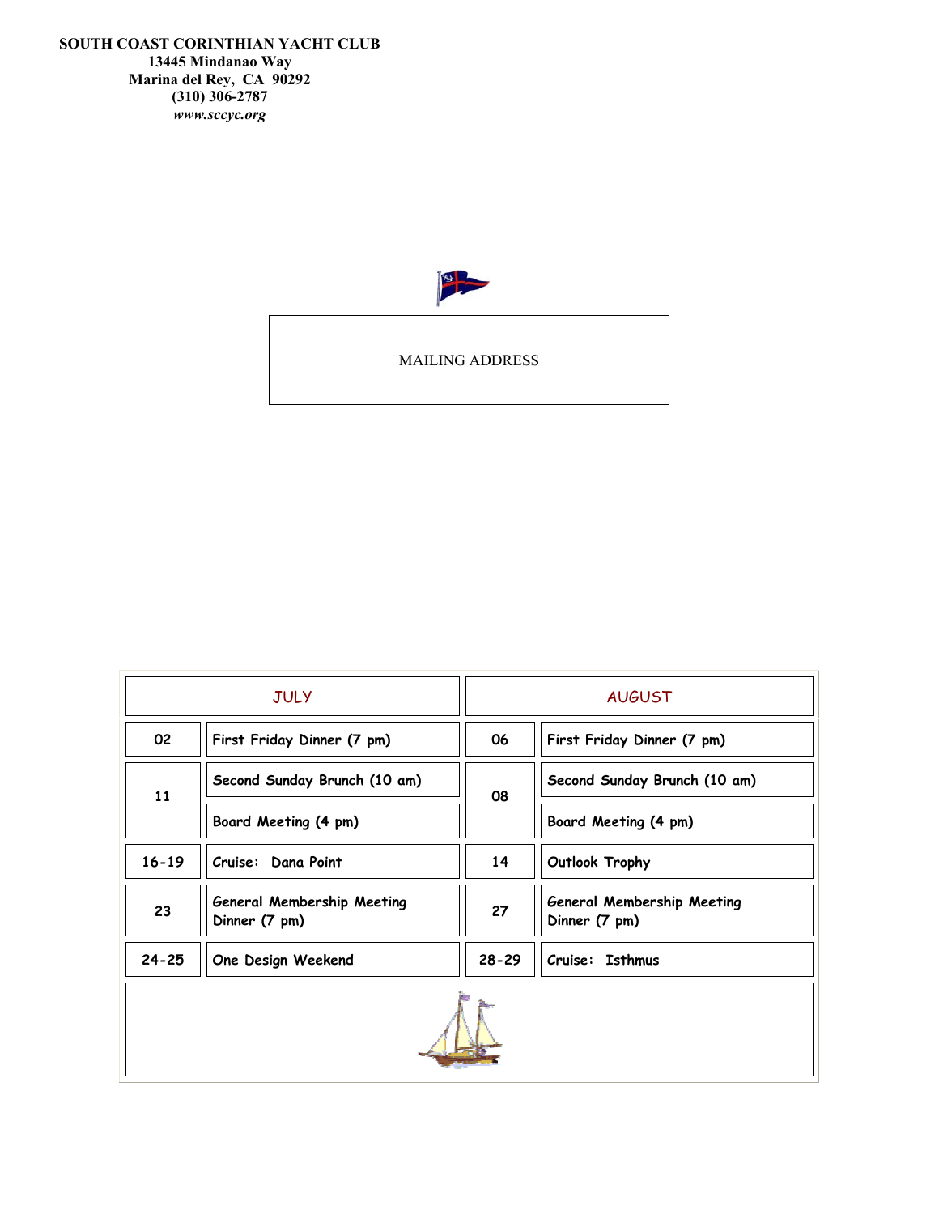**SOUTH COAST CORINTHIAN YACHT CLUB**
**13445 Mindanao Way**
**Marina del Rey, CA 90292**
**(310) 306-2787**
***www.sccyc.org***

MAILING ADDRESS

| JULY | | AUGUST | |
|---|---|---|---|
| 02 | First Friday Dinner (7 pm) | 06 | First Friday Dinner (7 pm) |
| 11 | Second Sunday Brunch (10 am) | 08 | Second Sunday Brunch (10 am) |
| | Board Meeting (4 pm) | | Board Meeting (4 pm) |
| 16-19 | Cruise: Dana Point | 14 | Outlook Trophy |
| 23 | General Membership Meeting Dinner (7 pm) | 27 | General Membership Meeting Dinner (7 pm) |
| 24-25 | One Design Weekend | 28-29 | Cruise: Isthmus |